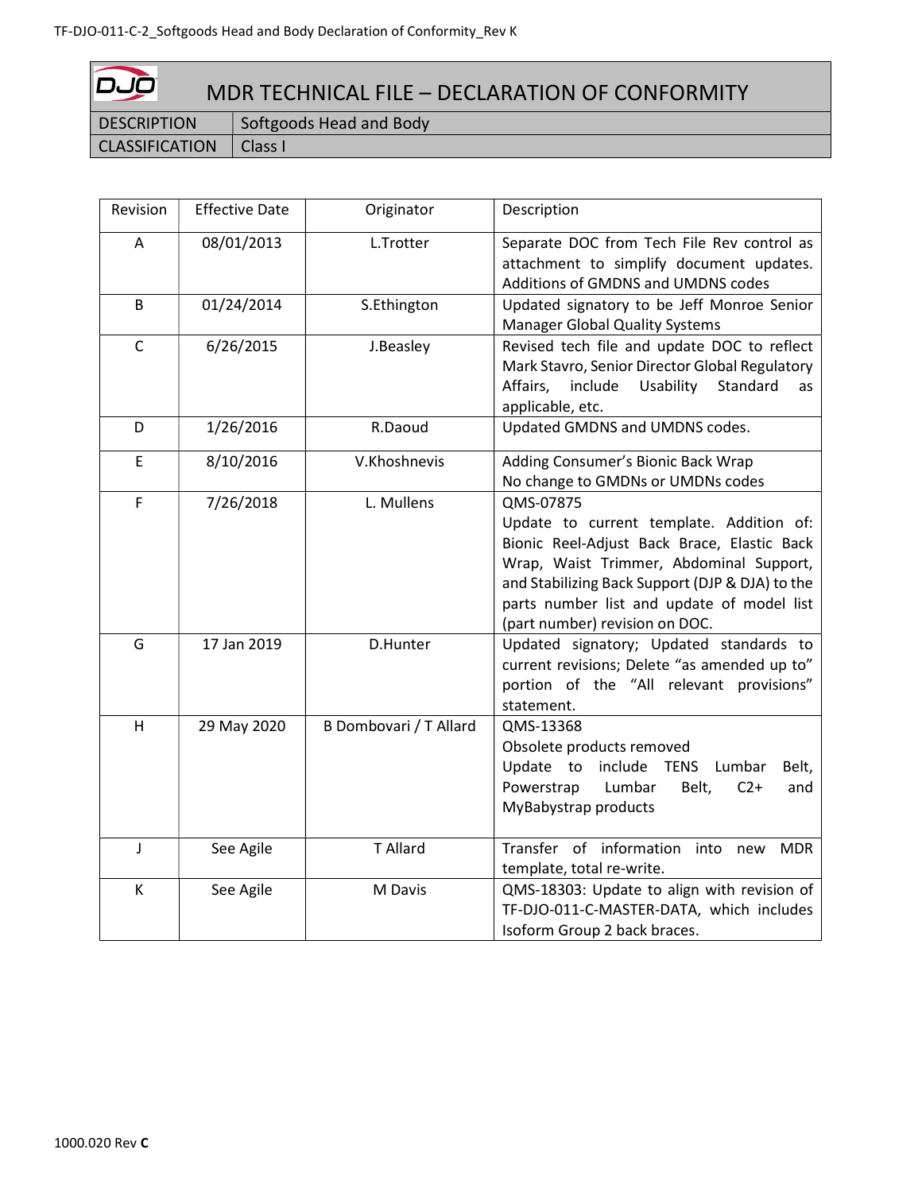# MDR TECHNICAL FILE – DECLARATION OF CONFORMITY

| DESCRIPTION | Softgoods Head and Body |
|---|---|
| CLASSIFICATION | Class I |

| Revision | Effective Date | Originator | Description |
|---|---|---|---|
| A | 08/01/2013 | L.Trotter | Separate DOC from Tech File Rev control as attachment to simplify document updates. Additions of GMDNS and UMDNS codes |
| B | 01/24/2014 | S.Ethington | Updated signatory to be Jeff Monroe Senior Manager Global Quality Systems |
| C | 6/26/2015 | J.Beasley | Revised tech file and update DOC to reflect Mark Stavro, Senior Director Global Regulatory Affairs, include Usability Standard as applicable, etc. |
| D | 1/26/2016 | R.Daoud | Updated GMDNS and UMDNS codes. |
| E | 8/10/2016 | V.Khoshnevis | Adding Consumer's Bionic Back Wrap<br>No change to GMDNs or UMDNs codes |
| F | 7/26/2018 | L. Mullens | QMS-07875<br>Update to current template. Addition of: Bionic Reel-Adjust Back Brace, Elastic Back Wrap, Waist Trimmer, Abdominal Support, and Stabilizing Back Support (DJP & DJA) to the parts number list and update of model list (part number) revision on DOC. |
| G | 17 Jan 2019 | D.Hunter | Updated signatory; Updated standards to current revisions; Delete "as amended up to" portion of the "All relevant provisions" statement. |
| H | 29 May 2020 | B Dombovari / T Allard | QMS-13368<br>Obsolete products removed<br>Update to include TENS Lumbar Belt, Powerstrap Lumbar Belt, C2+ and MyBabystrap products |
| J | See Agile | T Allard | Transfer of information into new MDR template, total re-write. |
| K | See Agile | M Davis | QMS-18303: Update to align with revision of TF-DJO-011-C-MASTER-DATA, which includes Isoform Group 2 back braces. |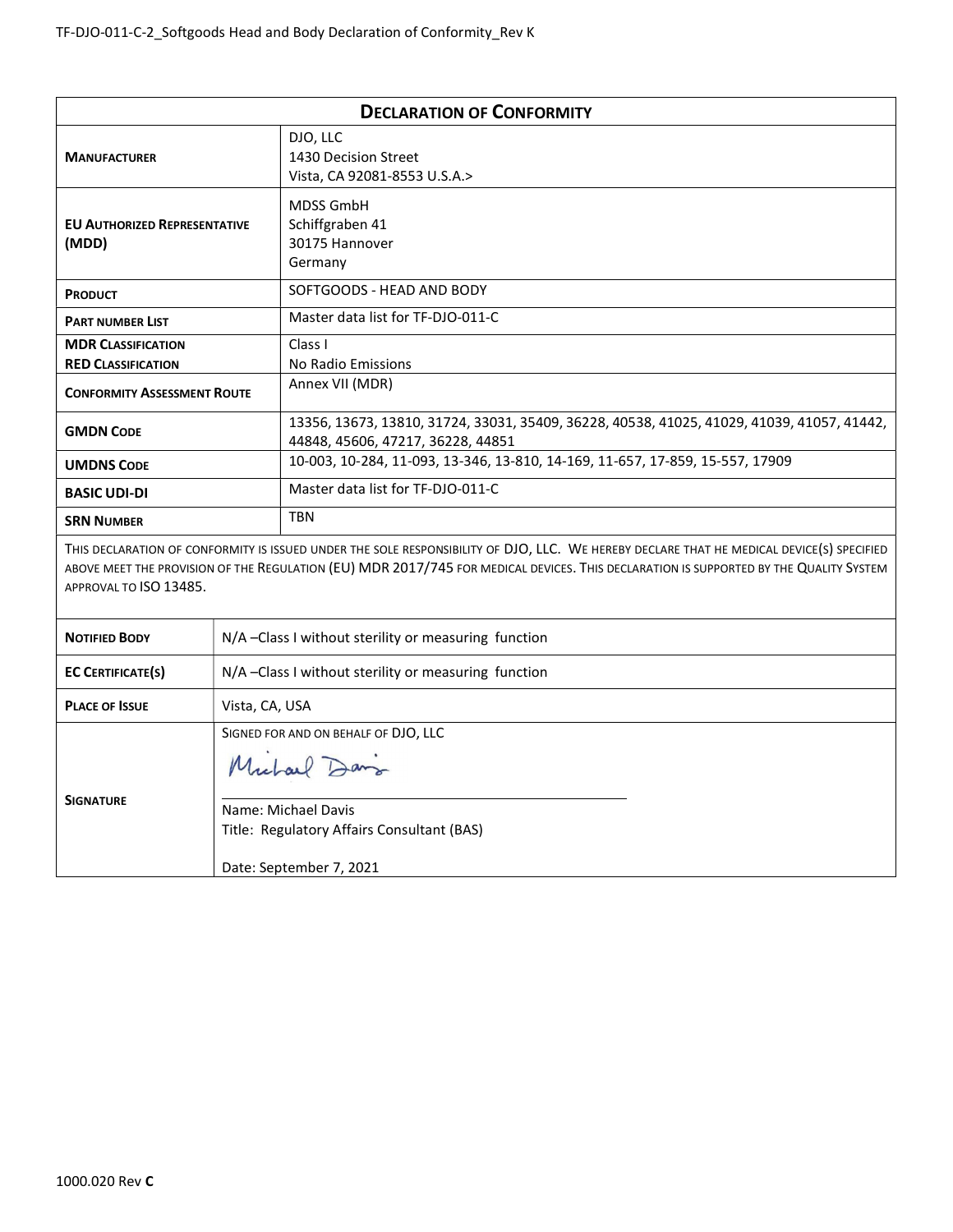| Declaration of Conformity | |
|---|---|
| **Manufacturer** | DJO, LLC<br>1430 Decision Street<br>Vista, CA 92081-8553 U.S.A.> |
| **EU Authorized Representative (MDD)** | MDSS GmbH<br>Schiffgraben 41<br>30175 Hannover<br>Germany |
| **Product** | SOFTGOODS - HEAD AND BODY |
| **Part number List** | Master data list for TF-DJO-011-C |
| **MDR Classification**<br>**RED Classification** | Class I<br>No Radio Emissions |
| **Conformity Assessment Route** | Annex VII (MDR) |
| **GMDN Code** | 13356, 13673, 13810, 31724, 33031, 35409, 36228, 40538, 41025, 41029, 41039, 41057, 41442, 44848, 45606, 47217, 36228, 44851 |
| **UMDNS Code** | 10-003, 10-284, 11-093, 13-346, 13-810, 14-169, 11-657, 17-859, 15-557, 17909 |
| **BASIC UDI-DI** | Master data list for TF-DJO-011-C |
| **SRN Number** | TBN |

THIS DECLARATION OF CONFORMITY IS ISSUED UNDER THE SOLE RESPONSIBILITY OF DJO, LLC. WE HEREBY DECLARE THAT HE MEDICAL DEVICE(S) SPECIFIED ABOVE MEET THE PROVISION OF THE REGULATION (EU) MDR 2017/745 FOR MEDICAL DEVICES. THIS DECLARATION IS SUPPORTED BY THE QUALITY SYSTEM APPROVAL TO ISO 13485.

| | |
|---|---|
| **Notified Body** | N/A –Class I without sterility or measuring function |
| **EC Certificate(s)** | N/A –Class I without sterility or measuring function |
| **Place of Issue** | Vista, CA, USA |
| **Signature** | SIGNED FOR AND ON BEHALF OF DJO, LLC<br>Michael Davis<br>Name: Michael Davis<br>Title: Regulatory Affairs Consultant (BAS)<br>Date: September 7, 2021 |